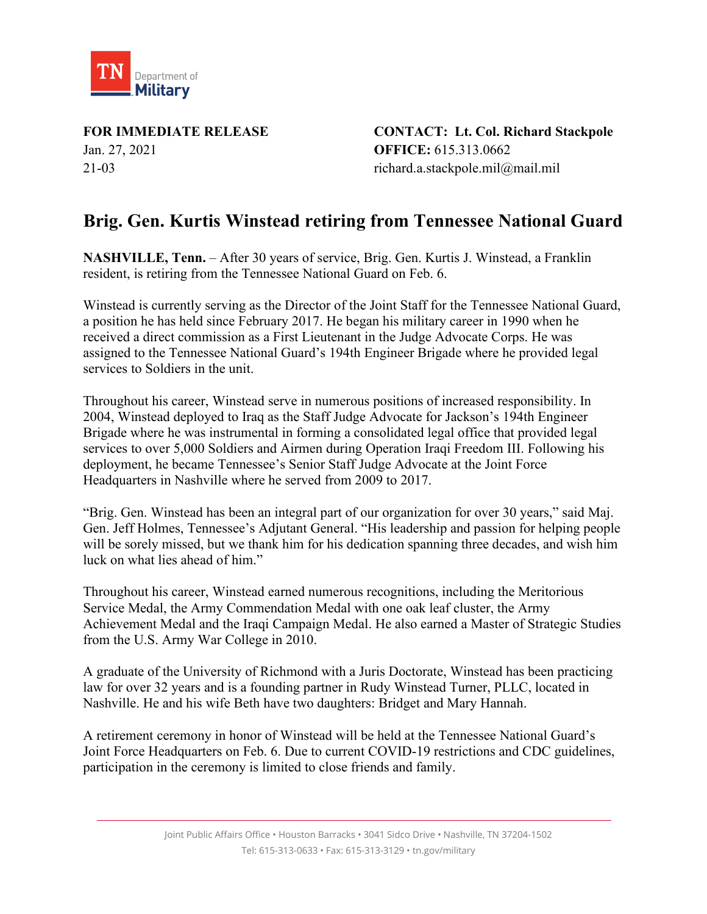TN Department of Military

**FOR IMMEDIATE RELEASE**
Jan. 27, 2021
21-03

**CONTACT: Lt. Col. Richard Stackpole**
**OFFICE:** 615.313.0662
richard.a.stackpole.mil@mail.mil

# Brig. Gen. Kurtis Winstead retiring from Tennessee National Guard

**NASHVILLE, Tenn.** – After 30 years of service, Brig. Gen. Kurtis J. Winstead, a Franklin resident, is retiring from the Tennessee National Guard on Feb. 6.

Winstead is currently serving as the Director of the Joint Staff for the Tennessee National Guard, a position he has held since February 2017. He began his military career in 1990 when he received a direct commission as a First Lieutenant in the Judge Advocate Corps. He was assigned to the Tennessee National Guard's 194th Engineer Brigade where he provided legal services to Soldiers in the unit.

Throughout his career, Winstead serve in numerous positions of increased responsibility. In 2004, Winstead deployed to Iraq as the Staff Judge Advocate for Jackson's 194th Engineer Brigade where he was instrumental in forming a consolidated legal office that provided legal services to over 5,000 Soldiers and Airmen during Operation Iraqi Freedom III. Following his deployment, he became Tennessee's Senior Staff Judge Advocate at the Joint Force Headquarters in Nashville where he served from 2009 to 2017.

"Brig. Gen. Winstead has been an integral part of our organization for over 30 years," said Maj. Gen. Jeff Holmes, Tennessee's Adjutant General. "His leadership and passion for helping people will be sorely missed, but we thank him for his dedication spanning three decades, and wish him luck on what lies ahead of him."

Throughout his career, Winstead earned numerous recognitions, including the Meritorious Service Medal, the Army Commendation Medal with one oak leaf cluster, the Army Achievement Medal and the Iraqi Campaign Medal. He also earned a Master of Strategic Studies from the U.S. Army War College in 2010.

A graduate of the University of Richmond with a Juris Doctorate, Winstead has been practicing law for over 32 years and is a founding partner in Rudy Winstead Turner, PLLC, located in Nashville. He and his wife Beth have two daughters: Bridget and Mary Hannah.

A retirement ceremony in honor of Winstead will be held at the Tennessee National Guard's Joint Force Headquarters on Feb. 6. Due to current COVID-19 restrictions and CDC guidelines, participation in the ceremony is limited to close friends and family.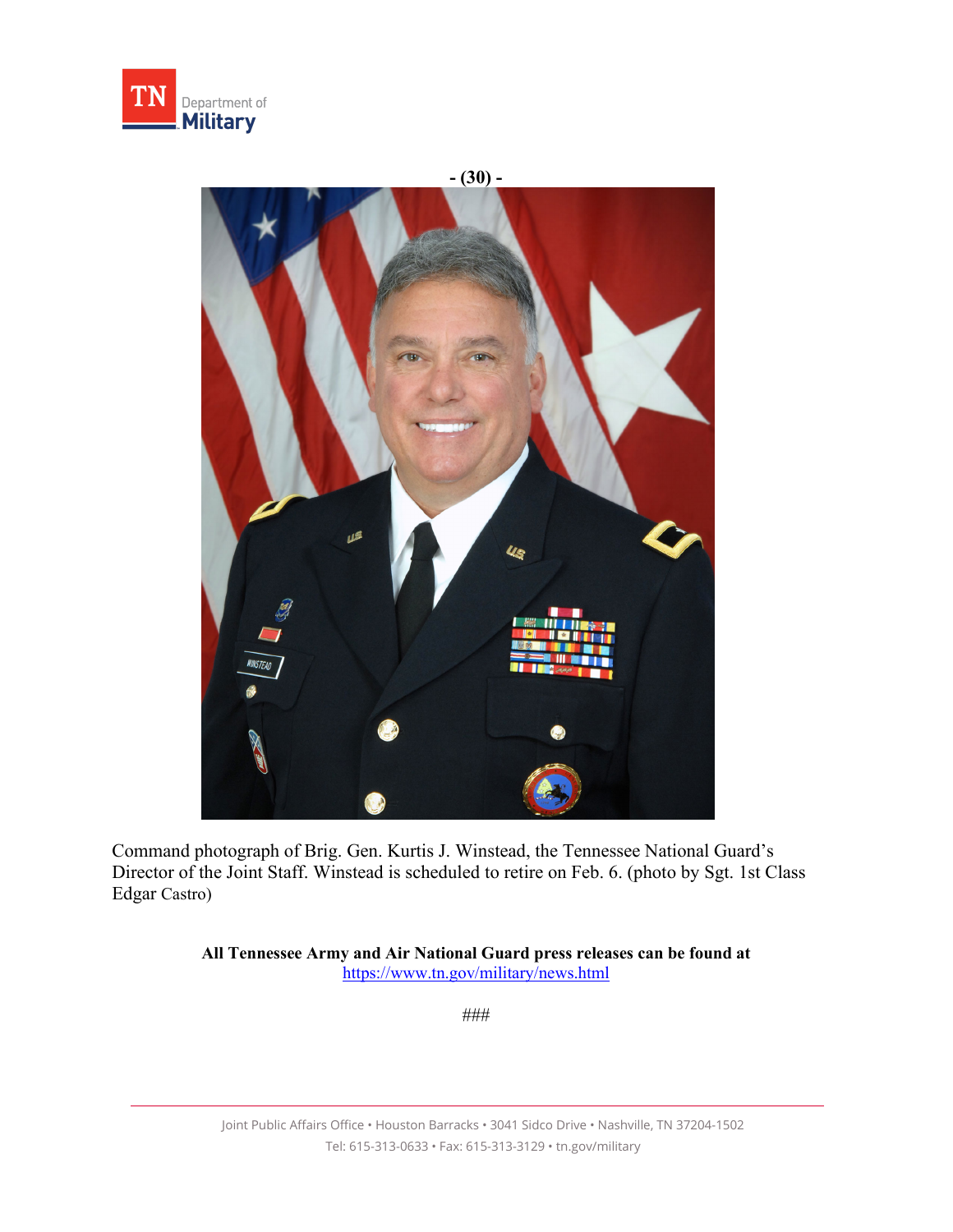- (30) -

Command photograph of Brig. Gen. Kurtis J. Winstead, the Tennessee National Guard's Director of the Joint Staff. Winstead is scheduled to retire on Feb. 6. (photo by Sgt. 1st Class Edgar Castro)

**All Tennessee Army and Air National Guard press releases can be found at**
https://www.tn.gov/military/news.html

###